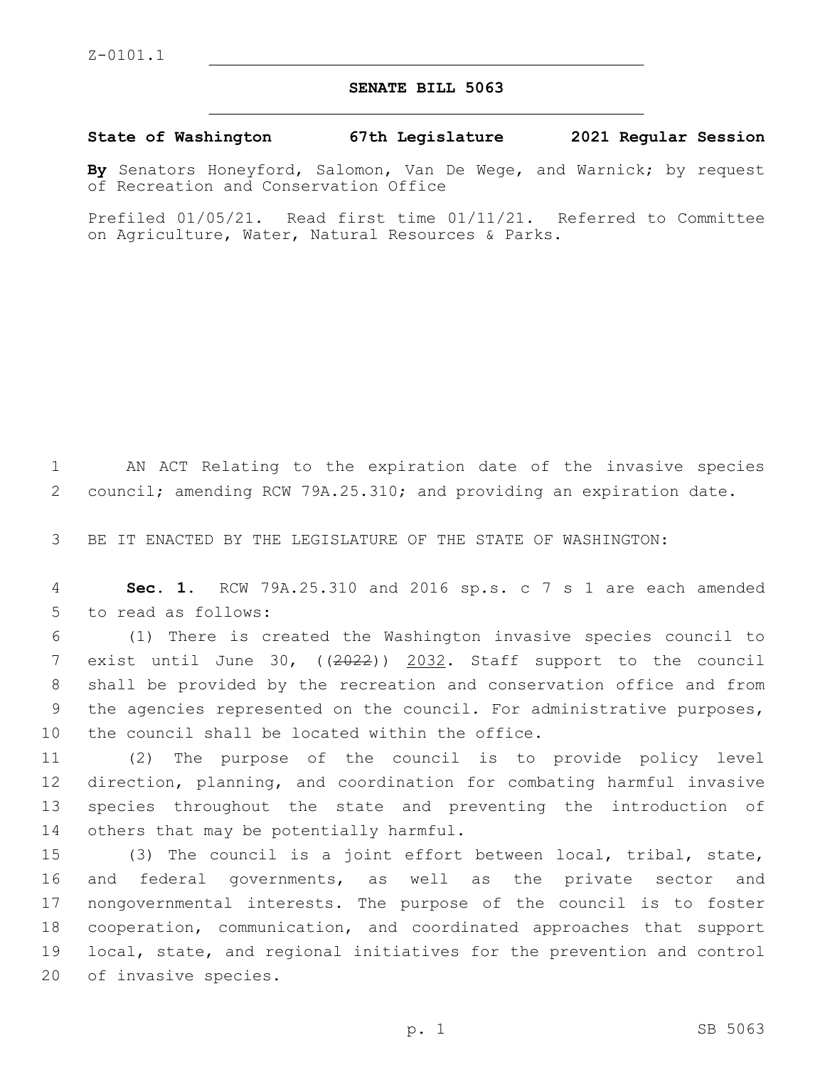Z-0101.1

# SENATE BILL 5063

**State of Washington 67th Legislature 2021 Regular Session**

**By** Senators Honeyford, Salomon, Van De Wege, and Warnick; by request of Recreation and Conservation Office

Prefiled 01/05/21. Read first time 01/11/21. Referred to Committee on Agriculture, Water, Natural Resources & Parks.

AN ACT Relating to the expiration date of the invasive species council; amending RCW 79A.25.310; and providing an expiration date.

BE IT ENACTED BY THE LEGISLATURE OF THE STATE OF WASHINGTON:

**Sec. 1.** RCW 79A.25.310 and 2016 sp.s. c 7 s 1 are each amended to read as follows:

(1) There is created the Washington invasive species council to exist until June 30, ((~~2022~~)) <u>2032</u>. Staff support to the council shall be provided by the recreation and conservation office and from the agencies represented on the council. For administrative purposes, the council shall be located within the office.

(2) The purpose of the council is to provide policy level direction, planning, and coordination for combating harmful invasive species throughout the state and preventing the introduction of others that may be potentially harmful.

(3) The council is a joint effort between local, tribal, state, and federal governments, as well as the private sector and nongovernmental interests. The purpose of the council is to foster cooperation, communication, and coordinated approaches that support local, state, and regional initiatives for the prevention and control of invasive species.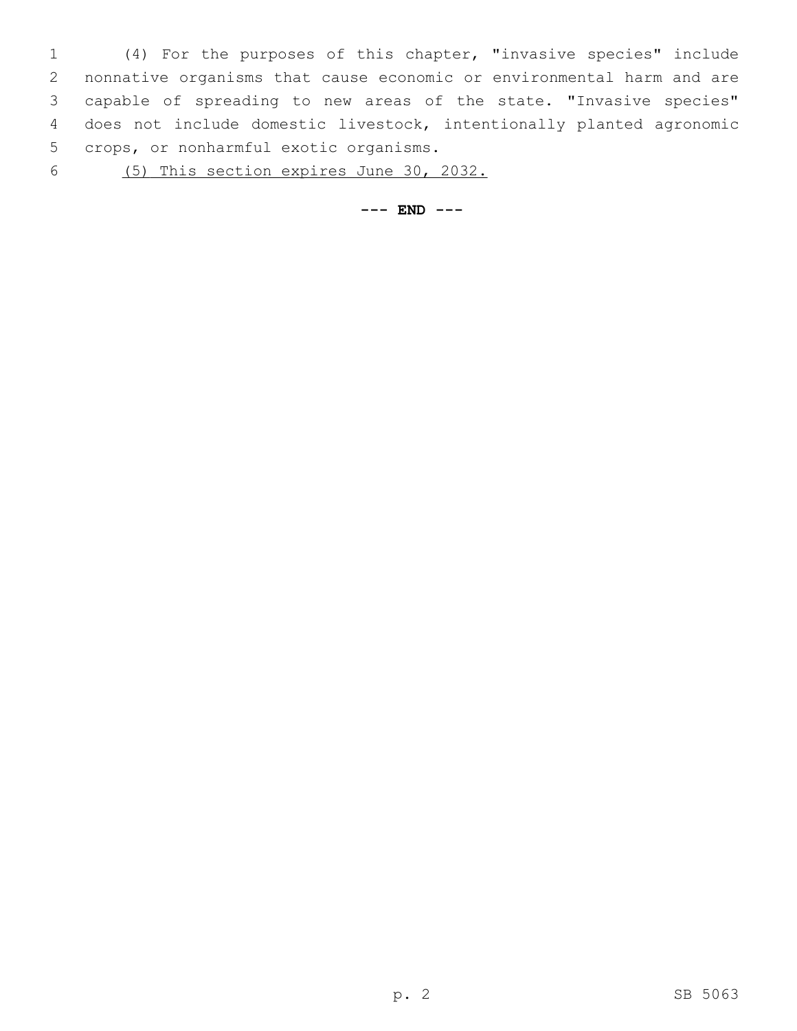(4) For the purposes of this chapter, "invasive species" include nonnative organisms that cause economic or environmental harm and are capable of spreading to new areas of the state. "Invasive species" does not include domestic livestock, intentionally planted agronomic crops, or nonharmful exotic organisms.

<u>(5) This section expires June 30, 2032.</u>

**--- END ---**